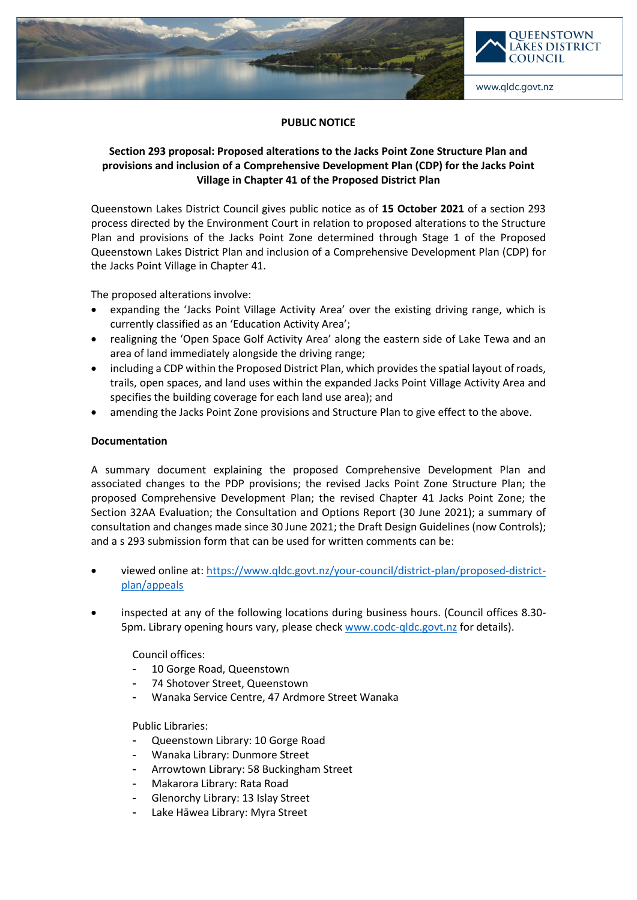QUEENSTOWN LAKES DISTRICT COUNCIL

www.qldc.govt.nz

# PUBLIC NOTICE

## Section 293 proposal: Proposed alterations to the Jacks Point Zone Structure Plan and provisions and inclusion of a Comprehensive Development Plan (CDP) for the Jacks Point Village in Chapter 41 of the Proposed District Plan

Queenstown Lakes District Council gives public notice as of **15 October 2021** of a section 293 process directed by the Environment Court in relation to proposed alterations to the Structure Plan and provisions of the Jacks Point Zone determined through Stage 1 of the Proposed Queenstown Lakes District Plan and inclusion of a Comprehensive Development Plan (CDP) for the Jacks Point Village in Chapter 41.

The proposed alterations involve:

- expanding the 'Jacks Point Village Activity Area' over the existing driving range, which is currently classified as an 'Education Activity Area';
- realigning the 'Open Space Golf Activity Area' along the eastern side of Lake Tewa and an area of land immediately alongside the driving range;
- including a CDP within the Proposed District Plan, which provides the spatial layout of roads, trails, open spaces, and land uses within the expanded Jacks Point Village Activity Area and specifies the building coverage for each land use area); and
- amending the Jacks Point Zone provisions and Structure Plan to give effect to the above.

### Documentation

A summary document explaining the proposed Comprehensive Development Plan and associated changes to the PDP provisions; the revised Jacks Point Zone Structure Plan; the proposed Comprehensive Development Plan; the revised Chapter 41 Jacks Point Zone; the Section 32AA Evaluation; the Consultation and Options Report (30 June 2021); a summary of consultation and changes made since 30 June 2021; the Draft Design Guidelines (now Controls); and a s 293 submission form that can be used for written comments can be:

- viewed online at: https://www.qldc.govt.nz/your-council/district-plan/proposed-district-plan/appeals
- inspected at any of the following locations during business hours. (Council offices 8.30-5pm. Library opening hours vary, please check www.codc-qldc.govt.nz for details).

  Council offices:
  - 10 Gorge Road, Queenstown
  - 74 Shotover Street, Queenstown
  - Wanaka Service Centre, 47 Ardmore Street Wanaka

  Public Libraries:
  - Queenstown Library: 10 Gorge Road
  - Wanaka Library: Dunmore Street
  - Arrowtown Library: 58 Buckingham Street
  - Makarora Library: Rata Road
  - Glenorchy Library: 13 Islay Street
  - Lake Hāwea Library: Myra Street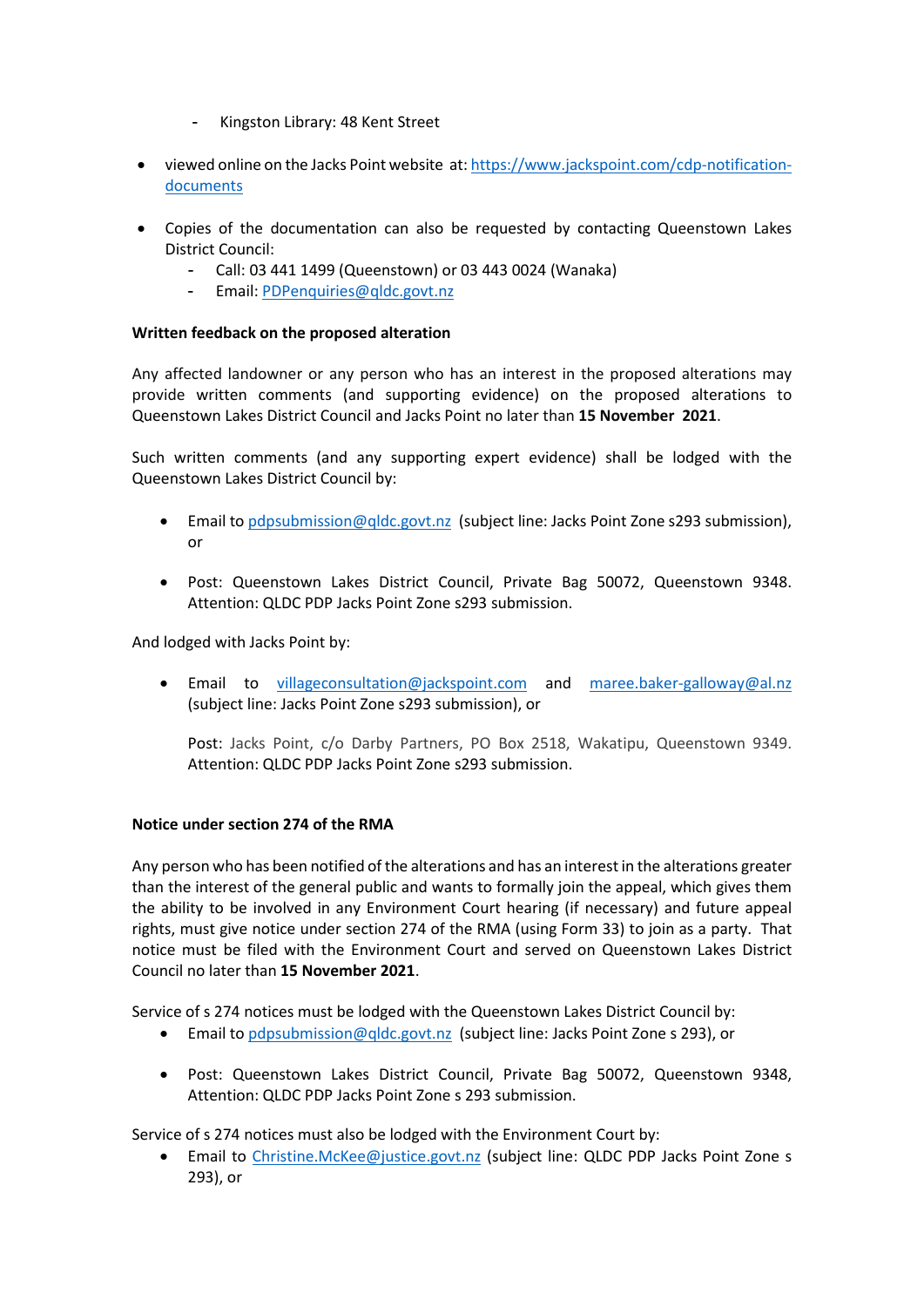- Kingston Library: 48 Kent Street

- viewed online on the Jacks Point website at: https://www.jackspoint.com/cdp-notification-documents

- Copies of the documentation can also be requested by contacting Queenstown Lakes District Council:
  - Call: 03 441 1499 (Queenstown) or 03 443 0024 (Wanaka)
  - Email: PDPenquiries@qldc.govt.nz

**Written feedback on the proposed alteration**

Any affected landowner or any person who has an interest in the proposed alterations may provide written comments (and supporting evidence) on the proposed alterations to Queenstown Lakes District Council and Jacks Point no later than **15 November 2021**.

Such written comments (and any supporting expert evidence) shall be lodged with the Queenstown Lakes District Council by:

- Email to pdpsubmission@qldc.govt.nz (subject line: Jacks Point Zone s293 submission), or

- Post: Queenstown Lakes District Council, Private Bag 50072, Queenstown 9348. Attention: QLDC PDP Jacks Point Zone s293 submission.

And lodged with Jacks Point by:

- Email to villageconsultation@jackspoint.com and maree.baker-galloway@al.nz (subject line: Jacks Point Zone s293 submission), or

  Post: Jacks Point, c/o Darby Partners, PO Box 2518, Wakatipu, Queenstown 9349. Attention: QLDC PDP Jacks Point Zone s293 submission.

**Notice under section 274 of the RMA**

Any person who has been notified of the alterations and has an interest in the alterations greater than the interest of the general public and wants to formally join the appeal, which gives them the ability to be involved in any Environment Court hearing (if necessary) and future appeal rights, must give notice under section 274 of the RMA (using Form 33) to join as a party. That notice must be filed with the Environment Court and served on Queenstown Lakes District Council no later than **15 November 2021**.

Service of s 274 notices must be lodged with the Queenstown Lakes District Council by:

- Email to pdpsubmission@qldc.govt.nz (subject line: Jacks Point Zone s 293), or

- Post: Queenstown Lakes District Council, Private Bag 50072, Queenstown 9348, Attention: QLDC PDP Jacks Point Zone s 293 submission.

Service of s 274 notices must also be lodged with the Environment Court by:

- Email to Christine.McKee@justice.govt.nz (subject line: QLDC PDP Jacks Point Zone s 293), or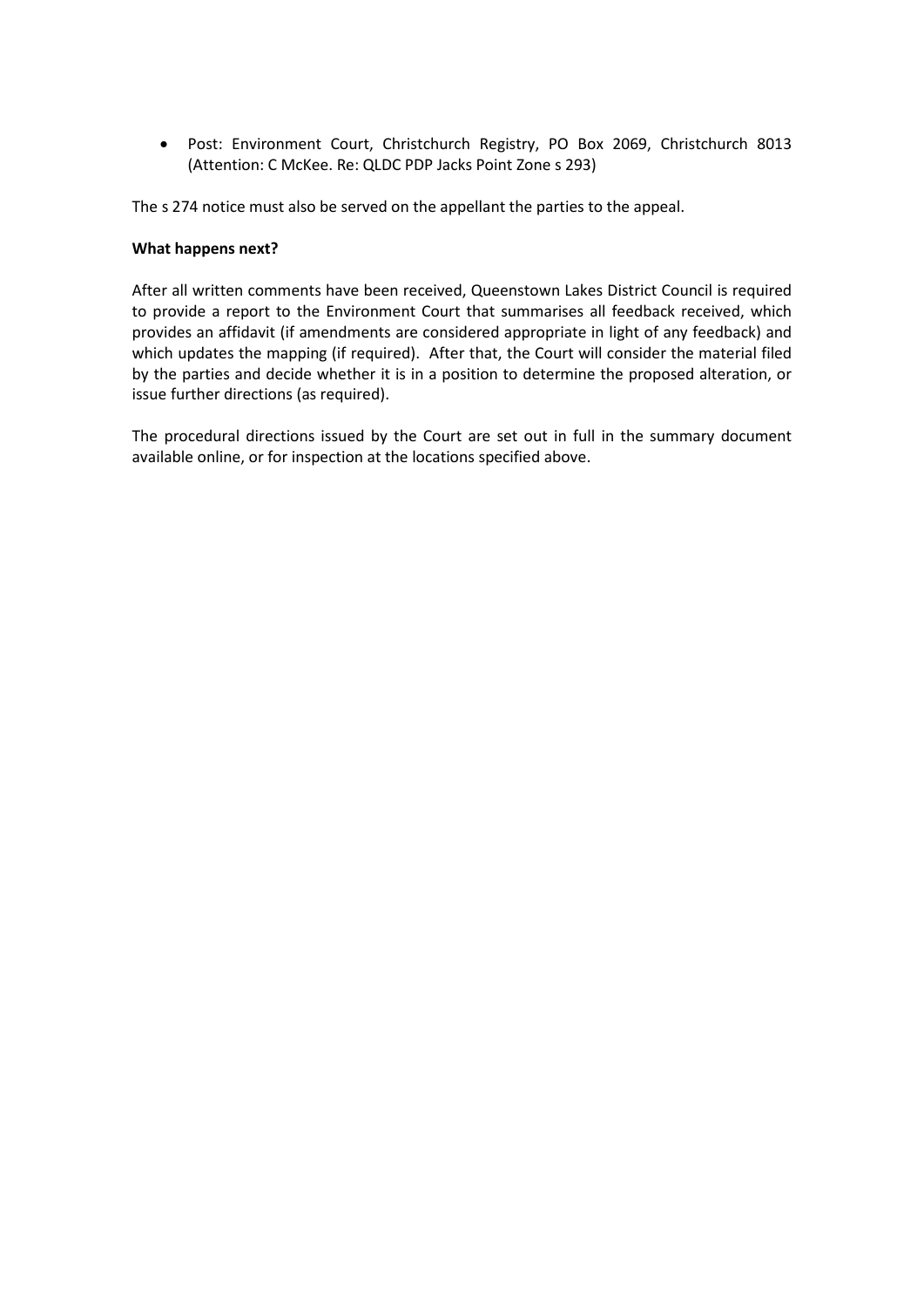- Post: Environment Court, Christchurch Registry, PO Box 2069, Christchurch 8013 (Attention: C McKee. Re: QLDC PDP Jacks Point Zone s 293)

The s 274 notice must also be served on the appellant the parties to the appeal.

**What happens next?**

After all written comments have been received, Queenstown Lakes District Council is required to provide a report to the Environment Court that summarises all feedback received, which provides an affidavit (if amendments are considered appropriate in light of any feedback) and which updates the mapping (if required). After that, the Court will consider the material filed by the parties and decide whether it is in a position to determine the proposed alteration, or issue further directions (as required).

The procedural directions issued by the Court are set out in full in the summary document available online, or for inspection at the locations specified above.